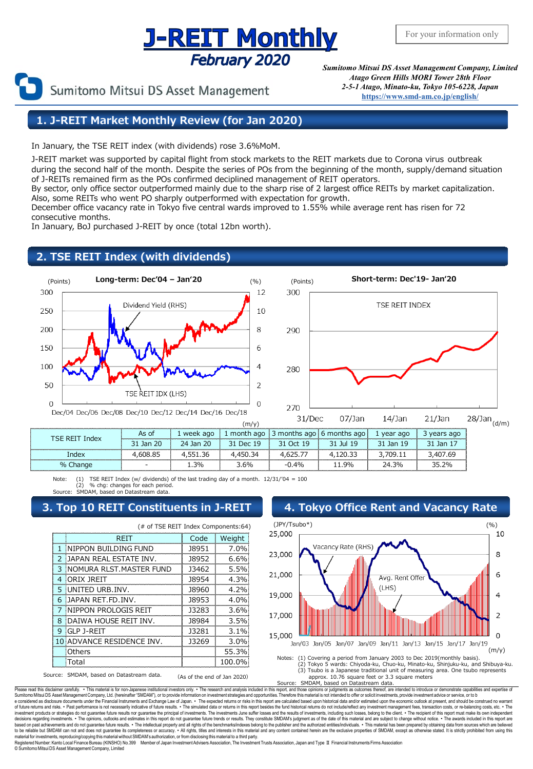# J-REIT Monthly

## February 2020

For your information only

Sumitomo Mitsui DS Asset Management

*Sumitomo Mitsui DS Asset Management Company, Limited*
*Atago Green Hills MORI Tower 28th Floor*
*2-5-1 Atago, Minato-ku, Tokyo 105-6228, Japan*
https://www.smd-am.co.jp/english/

## 1. J-REIT Market Monthly Review (for Jan 2020)

In January, the TSE REIT index (with dividends) rose 3.6%MoM.

J-REIT market was supported by capital flight from stock markets to the REIT markets due to Corona virus outbreak during the second half of the month. Despite the series of POs from the beginning of the month, supply/demand situation of J-REITs remained firm as the POs confirmed deciplined management of REIT operators.
By sector, only office sector outperformed mainly due to the sharp rise of 2 largest office REITs by market capitalization. Also, some REITs who went PO sharply outperformed with expectation for growth.
December office vacancy rate in Tokyo five central wards improved to 1.55% while average rent has risen for 72 consecutive months.
In January, BoJ purchased J-REIT by once (total 12bn worth).

## 2. TSE REIT Index (with dividends)

**Long-term: Dec'04 – Jan'20**

**Short-term: Dec'19- Jan'20**

| TSE REIT Index | As of | 1 week ago | 1 month ago | 3 months ago | 6 months ago | 1 year ago | 3 years ago |
|---|---|---|---|---|---|---|---|
| | 31 Jan 20 | 24 Jan 20 | 31 Dec 19 | 31 Oct 19 | 31 Jul 19 | 31 Jan 19 | 31 Jan 17 |
| Index | 4,608.85 | 4,551.36 | 4,450.34 | 4,625.77 | 4,120.33 | 3,709.11 | 3,407.69 |
| % Change | - | 1.3% | 3.6% | -0.4% | 11.9% | 24.3% | 35.2% |

Note: (1) TSE REIT Index (w/ dividends) of the last trading day of a month. 12/31/'04 = 100
(2) % chg: changes for each period.
Source: SMDAM, based on Datastream data.

## 3. Top 10 REIT Constituents in J-REIT

(# of TSE REIT Index Components:64)

| | REIT | Code | Weight |
|---|---|---|---|
| 1 | NIPPON BUILDING FUND | J8951 | 7.0% |
| 2 | JAPAN REAL ESTATE INV. | J8952 | 6.6% |
| 3 | NOMURA RLST.MASTER FUND | J3462 | 5.5% |
| 4 | ORIX JREIT | J8954 | 4.3% |
| 5 | UNITED URB.INV. | J8960 | 4.2% |
| 6 | JAPAN RET.FD.INV. | J8953 | 4.0% |
| 7 | NIPPON PROLOGIS REIT | J3283 | 3.6% |
| 8 | DAIWA HOUSE REIT INV. | J8984 | 3.5% |
| 9 | GLP J-REIT | J3281 | 3.1% |
| 10 | ADVANCE RESIDENCE INV. | J3269 | 3.0% |
| | Others | | 55.3% |
| | Total | | 100.0% |

Source: SMDAM, based on Datastream data. (As of the end of Jan 2020)

## 4. Tokyo Office Rent and Vacancy Rate

Notes: (1) Covering a period from January 2003 to Dec 2019(monthly basis).
(2) Tokyo 5 wards: Chiyoda-ku, Chuo-ku, Minato-ku, Shinjuku-ku, and Shibuya-ku.
(3) Tsubo is a Japanese traditional unit of measuring area. One tsubo represents approx. 10.76 square feet or 3.3 square meters
Source: SMDAM, based on Datastream data.

Please read this disclaimer carefully. • This material is for non-Japanese institutional investors only. • The research and analysis included in this report, and those opinions or judgments as outcomes thereof, are intended to introduce or demonstrate capabilities and expertise of Sumitomo Mitsui DS Asset Management Company, Ltd. (hereinafter "SMDAM"), or to provide information on investment strategies and opportunities. Therefore this material is not intended to offer or solicit investments, provide investment advice or service, or to b e considered as disclosure documents under the Financial Instruments and Exchange Law of Japan. • The expected returns or risks in this report are calculated based upon historical data and/or estimated upon the economic outlook at present, and should be construed no warrant of future returns and risks. • Past performance is not necessarily indicative of future results. • The simulated data or returns in this report besides the fund historical returns do not include/reflect any investment management fees, transaction costs, or re-balancing costs, etc. • The investment products or strategies do not guarantee future results nor guarantee the principal of investments. The investments June suffer losses and the results of investments, including such losses, belong to the client. • The recipient of this report must make its own independent decisions regarding investments. • The opinions, outlooks and estimates in this report do not guarantee future trends or results. They constitute SMDAM's judgment as of the date of this material and are subject to change without notice. • The awards included in this report are based on past achievements and do not guarantee future results. • The intellectual property and all rights of the benchmarks/indexes belong to the publisher and the authorized entities/individuals. • This material has been prepared by obtaining data from sources which are believed to be reliable but SMDAM can not and does not guarantee its completeness or accuracy. • All rights, titles and interests in this material and any content contained herein are the exclusive properties of SMDAM, except as otherwise stated. It is strictly prohibited from using this material for investments, reproducing/copying this material without SMDAM's authorization, or from disclosing this material to a third party.
Registered Number: Kanto Local Finance Bureau (KINSHO) No.399 Member of Japan Investment Advisers Association, The Investment Trusts Association, Japan and Type Ⅱ Financial Instruments Firms Association
© Sumitomo Mitsui DS Asset Management Company, Limited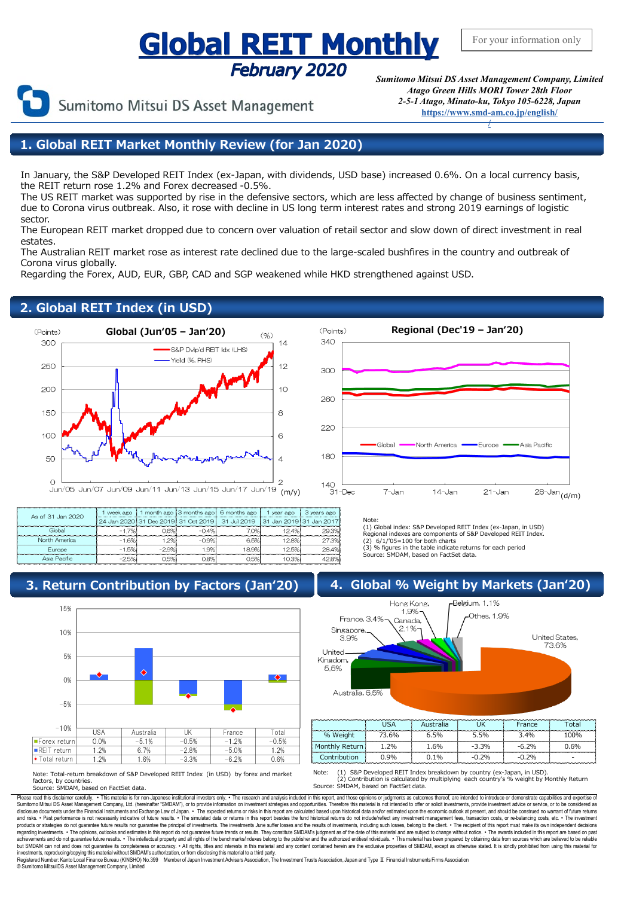# Global REIT Monthly

*February 2020*

For your information only

Sumitomo Mitsui DS Asset Management

*Sumitomo Mitsui DS Asset Management Company, Limited*
*Atago Green Hills MORI Tower 28th Floor*
*2-5-1 Atago, Minato-ku, Tokyo 105-6228, Japan*
https://www.smd-am.co.jp/english/

## 1. Global REIT Market Monthly Review (for Jan 2020)

In January, the S&P Developed REIT Index (ex-Japan, with dividends, USD base) increased 0.6%. On a local currency basis, the REIT return rose 1.2% and Forex decreased -0.5%.
The US REIT market was supported by rise in the defensive sectors, which are less affected by change of business sentiment, due to Corona virus outbreak. Also, it rose with decline in US long term interest rates and strong 2019 earnings of logistic sector.
The European REIT market dropped due to concern over valuation of retail sector and slow down of direct investment in real estates.
The Australian REIT market rose as interest rate declined due to the large-scaled bushfires in the country and outbreak of Corona virus globally.
Regarding the Forex, AUD, EUR, GBP, CAD and SGP weakened while HKD strengthened against USD.

## 2. Global REIT Index (in USD)

**Global (Jun'05 – Jan'20)**

(Points)
(%)
S&P Dvlp'd REIT Idx (LHS)
Yield (%, RHS)
0, 50, 100, 150, 200, 250, 300
2, 4, 6, 8, 10, 12, 14
Jun/05 Jun/07 Jun/09 Jun/11 Jun/13 Jun/15 Jun/17 Jun/19 (m/y)

**Regional (Dec'19 – Jan'20)**

(Points)
Global, North America, Europe, Asia Pacific
140, 180, 220, 260, 300, 340
31-Dec 7-Jan 14-Jan 21-Jan 28-Jan (d/m)

| As of 31 Jan 2020 | 1 week ago | 1 month ago | 3 months ago | 6 months ago | 1 year ago | 3 years ago |
|---|---|---|---|---|---|---|
| | 24 Jan 2020 | 31 Dec 2019 | 31 Oct 2019 | 31 Jul 2019 | 31 Jan 2019 | 31 Jan 2017 |
| Global | -1.7% | 0.6% | -0.4% | 7.0% | 12.4% | 29.3% |
| North America | -1.6% | 1.2% | -0.9% | 6.5% | 12.8% | 27.3% |
| Europe | -1.5% | -2.9% | 1.9% | 18.9% | 12.5% | 28.4% |
| Asia Pacific | -2.5% | 0.5% | 0.8% | 0.5% | 10.3% | 42.8% |

Note:
(1) Global index: S&P Developed REIT Index (ex-Japan, in USD)
Regional indexes are components of S&P Developed REIT Index.
(2) 6/1/'05=100 for both charts
(3) % figures in the table indicate returns for each period
Source: SMDAM, based on FactSet data.

## 3. Return Contribution by Factors (Jan'20)

15%, 10%, 5%, 0%, -5%, -10%

| | USA | Australia | UK | France | Total |
|---|---|---|---|---|---|
| Forex return | 0.0% | -5.1% | -0.5% | -1.2% | -0.5% |
| REIT return | 1.2% | 6.7% | -2.8% | -5.0% | 1.2% |
| Total return | 1.2% | 1.6% | -3.3% | -6.2% | 0.6% |

Note: Total-return breakdown of S&P Developed REIT Index (in USD) by forex and market factors, by countries.
Source: SMDAM, based on FactSet data.

## 4. Global % Weight by Markets (Jan'20)

United States, 73.6%
Australia, 6.5%
United Kingdom, 5.5%
Singapore, 3.9%
France, 3.4%
Canada, 2.1%
Hong Kong, 1.9%
Belgium, 1.1%
Others, 1.9%

| | USA | Australia | UK | France | Total |
|---|---|---|---|---|---|
| % Weight | 73.6% | 6.5% | 5.5% | 3.4% | 100% |
| Monthly Return | 1.2% | 1.6% | -3.3% | -6.2% | 0.6% |
| Contribution | 0.9% | 0.1% | -0.2% | -0.2% | - |

Note: (1) S&P Developed REIT Index breakdown by country (ex-Japan, in USD).
(2) Contribution is calculated by multiplying each country's % weight by Monthly Return
Source: SMDAM, based on FactSet data.

Please read this disclaimer carefully. • This material is for non-Japanese institutional investors only. • The research and analysis included in this report, and those opinions or judgments as outcomes thereof, are intended to introduce or demonstrate capabilities and expertise of Sumitomo Mitsui DS Asset Management Company, Ltd. (hereinafter "SMDAM"), or to provide information on investment strategies and opportunities. Therefore this material is not intended to offer or solicit investments, provide investment advice or service, or to be considered as disclosure documents under the Financial Instruments and Exchange Law of Japan. • The expected returns or risks in this report are calculated based upon historical data and/or estimated upon the economic outlook at present, and should be construed no warrant of future returns and risks. • Past performance is not necessarily indicative of future results. • The simulated data or returns in this report besides the fund historical returns do not include/reflect any investment management fees, transaction costs, or re-balancing costs, etc. • The investment products or strategies do not guarantee future results nor guarantee the principal of investments. The investments June suffer losses and the results of investments, including such losses, belong to the client. • The recipient of this report must make its own independent decisions regarding investments. • The opinions, outlooks and estimates in this report do not guarantee future trends or results. They constitute SMDAM's judgment as of the date of this material and are subject to change without notice. • The awards included in this report are based on past achievements and do not guarantee future results. • The intellectual property and all rights of the benchmarks/indexes belong to the publisher and the authorized entities/individuals. • This material has been prepared by obtaining data from sources which are believed to be reliable but SMDAM can not and does not guarantee its completeness or accuracy. • All rights, titles and interests in this material and any content contained herein are the exclusive properties of SMDAM, except as otherwise stated. It is strictly prohibited from using this material for investments, reproducing/copying this material without SMDAM's authorization, or from disclosing this material to a third party.
Registered Number: Kanto Local Finance Bureau (KINSHO) No.399 Member of Japan Investment Advisers Association, The Investment Trusts Association, Japan and Type Ⅱ Financial Instruments Firms Association
© Sumitomo Mitsui DS Asset Management Company, Limited